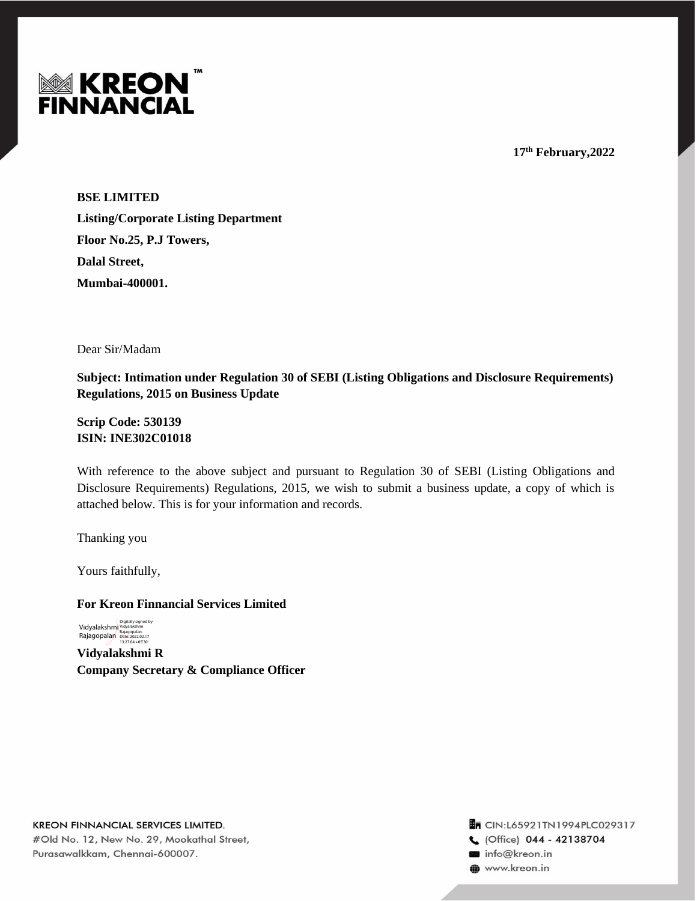KREON FINNANCIAL

**17th February,2022**

**BSE LIMITED**

**Listing/Corporate Listing Department**

**Floor No.25, P.J Towers,**

**Dalal Street,**

**Mumbai-400001.**

Dear Sir/Madam

**Subject: Intimation under Regulation 30 of SEBI (Listing Obligations and Disclosure Requirements) Regulations, 2015 on Business Update**

**Scrip Code: 530139**
**ISIN: INE302C01018**

With reference to the above subject and pursuant to Regulation 30 of SEBI (Listing Obligations and Disclosure Requirements) Regulations, 2015, we wish to submit a business update, a copy of which is attached below. This is for your information and records.

Thanking you

Yours faithfully,

**For Kreon Finnancial Services Limited**

Vidyalakshmi Rajagopalan
Digitally signed by Vidyalakshmi Rajagopalan
Date: 2022.02.17 13:27:04 +05'30'

**Vidyalakshmi R**
**Company Secretary & Compliance Officer**

KREON FINNANCIAL SERVICES LIMITED.
#Old No. 12, New No. 29, Mookathal Street,
Purasawalkkam, Chennai-600007.

CIN:L65921TN1994PLC029317
(Office) 044 - 42138704
info@kreon.in
www.kreon.in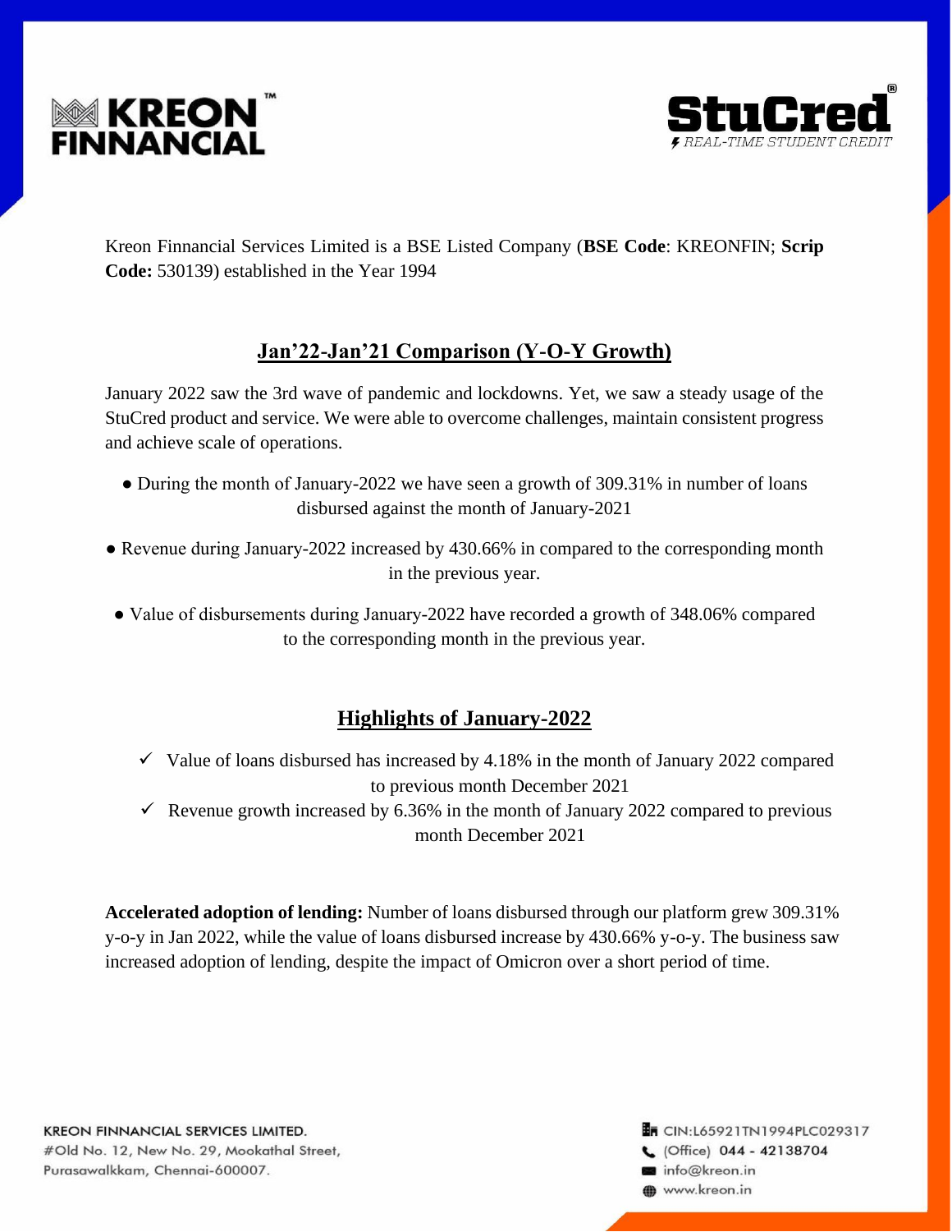Kreon Finnancial Services Limited is a BSE Listed Company (**BSE Code**: KREONFIN; **Scrip Code:** 530139) established in the Year 1994

## Jan'22-Jan'21 Comparison (Y-O-Y Growth)

January 2022 saw the 3rd wave of pandemic and lockdowns. Yet, we saw a steady usage of the StuCred product and service. We were able to overcome challenges, maintain consistent progress and achieve scale of operations.

- During the month of January-2022 we have seen a growth of 309.31% in number of loans disbursed against the month of January-2021
- Revenue during January-2022 increased by 430.66% in compared to the corresponding month in the previous year.
- Value of disbursements during January-2022 have recorded a growth of 348.06% compared to the corresponding month in the previous year.

## Highlights of January-2022

- ✓ Value of loans disbursed has increased by 4.18% in the month of January 2022 compared to previous month December 2021
- ✓ Revenue growth increased by 6.36% in the month of January 2022 compared to previous month December 2021

**Accelerated adoption of lending:** Number of loans disbursed through our platform grew 309.31% y-o-y in Jan 2022, while the value of loans disbursed increase by 430.66% y-o-y. The business saw increased adoption of lending, despite the impact of Omicron over a short period of time.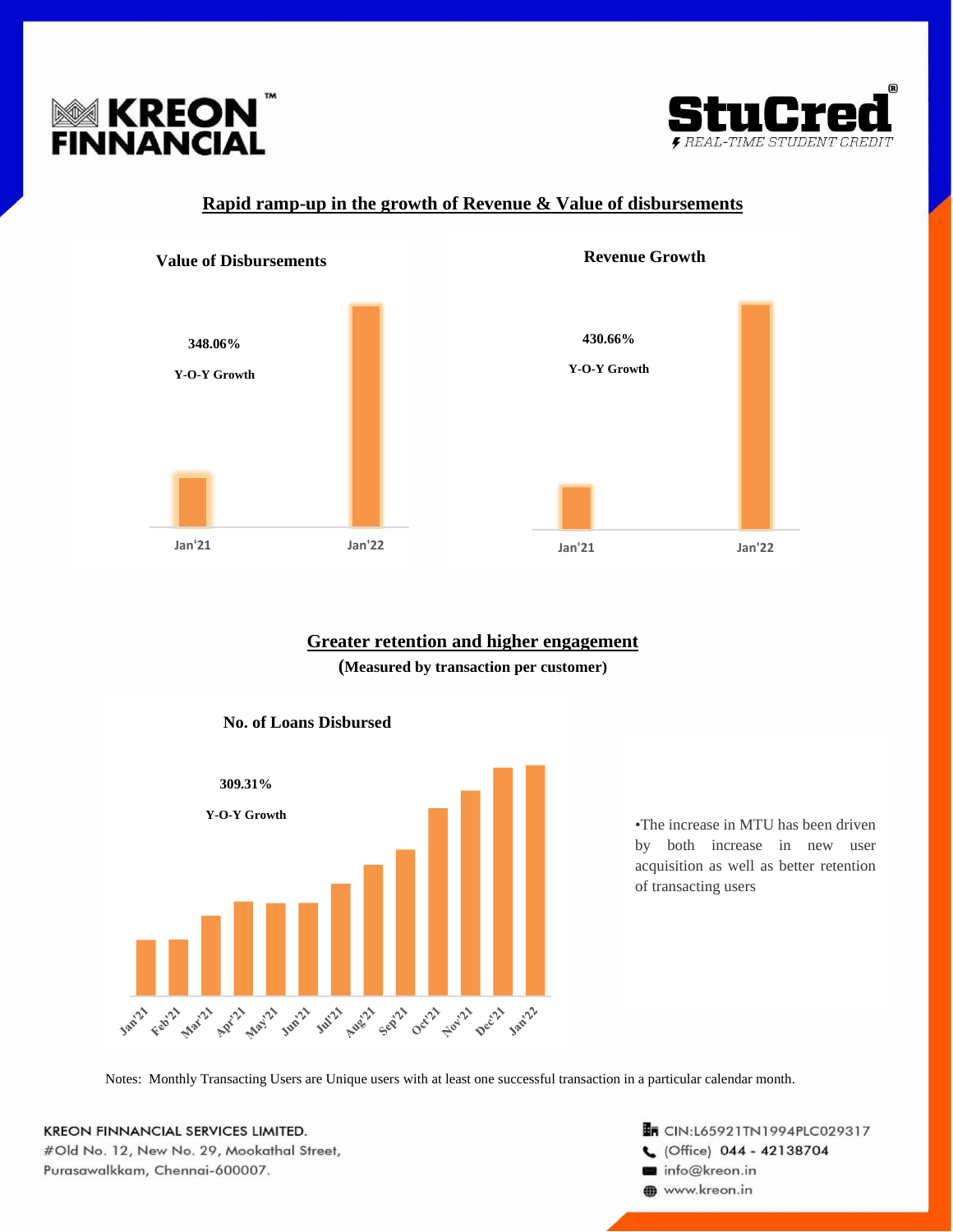## Rapid ramp-up in the growth of Revenue & Value of disbursements

**Value of Disbursements**

**348.06%**

**Y-O-Y Growth**

Jan'21 Jan'22

**Revenue Growth**

**430.66%**

**Y-O-Y Growth**

Jan'21 Jan'22

## Greater retention and higher engagement

**(Measured by transaction per customer)**

**No. of Loans Disbursed**

**309.31%**

**Y-O-Y Growth**

Jan'21 Feb'21 Mar'21 Apr'21 May'21 Jun'21 Jul'21 Aug'21 Sep'21 Oct'21 Nov'21 Dec'21 Jan'22

- The increase in MTU has been driven by both increase in new user acquisition as well as better retention of transacting users

Notes: Monthly Transacting Users are Unique users with at least one successful transaction in a particular calendar month.

KREON FINNANCIAL SERVICES LIMITED.
#Old No. 12, New No. 29, Mookathal Street,
Purasawalkkam, Chennai-600007.

CIN:L65921TN1994PLC029317
(Office) 044 - 42138704
info@kreon.in
www.kreon.in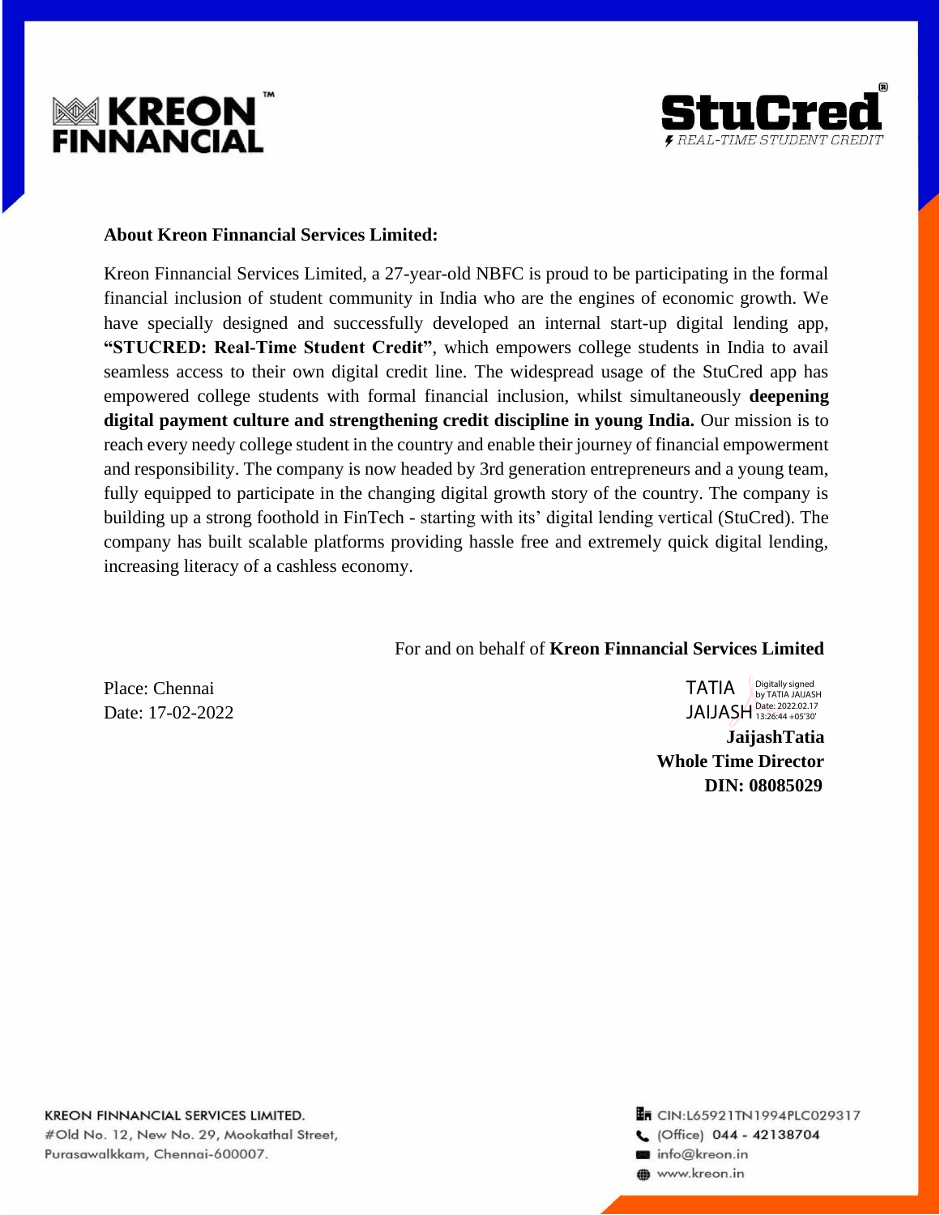**About Kreon Finnancial Services Limited:**

Kreon Finnancial Services Limited, a 27-year-old NBFC is proud to be participating in the formal financial inclusion of student community in India who are the engines of economic growth. We have specially designed and successfully developed an internal start-up digital lending app, **"STUCRED: Real-Time Student Credit"**, which empowers college students in India to avail seamless access to their own digital credit line. The widespread usage of the StuCred app has empowered college students with formal financial inclusion, whilst simultaneously **deepening digital payment culture and strengthening credit discipline in young India.** Our mission is to reach every needy college student in the country and enable their journey of financial empowerment and responsibility. The company is now headed by 3rd generation entrepreneurs and a young team, fully equipped to participate in the changing digital growth story of the country. The company is building up a strong foothold in FinTech - starting with its' digital lending vertical (StuCred). The company has built scalable platforms providing hassle free and extremely quick digital lending, increasing literacy of a cashless economy.

For and on behalf of **Kreon Finnancial Services Limited**

Place: Chennai
Date: 17-02-2022

TATIA JAIJASH — Digitally signed by TATIA JAIJASH Date: 2022.02.17 13:26:44 +05'30'

**JaijashTatia**
**Whole Time Director**
**DIN: 08085029**

KREON FINNANCIAL SERVICES LIMITED.
#Old No. 12, New No. 29, Mookathal Street,
Purasawalkkam, Chennai-600007.

CIN:L65921TN1994PLC029317
(Office) 044 - 42138704
info@kreon.in
www.kreon.in